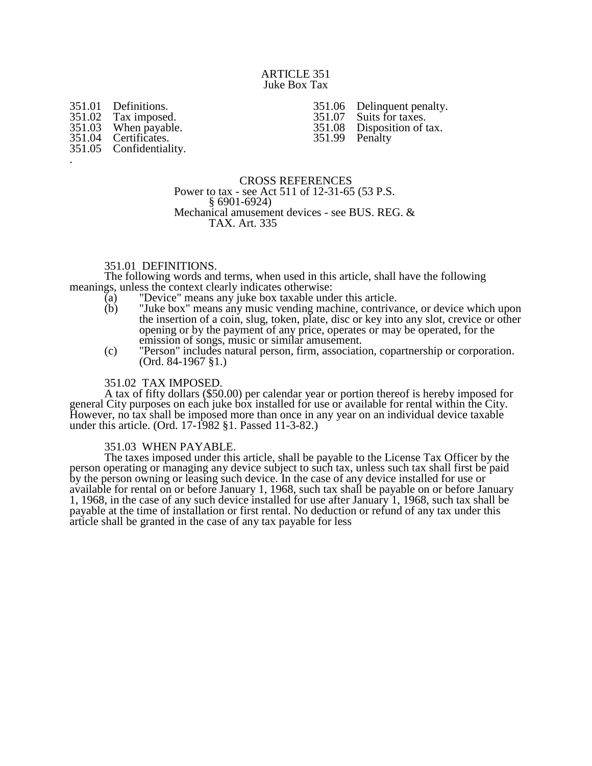# ARTICLE 351
## Juke Box Tax

351.01 Definitions.
351.02 Tax imposed.
351.03 When payable.
351.04 Certificates.
351.05 Confidentiality.
351.06 Delinquent penalty.
351.07 Suits for taxes.
351.08 Disposition of tax.
351.99 Penalty

CROSS REFERENCES
Power to tax - see Act 511 of 12-31-65 (53 P.S. § 6901-6924)
Mechanical amusement devices - see BUS. REG. & TAX. Art. 335

### 351.01 DEFINITIONS.

The following words and terms, when used in this article, shall have the following meanings, unless the context clearly indicates otherwise:

(a) "Device" means any juke box taxable under this article.

(b) "Juke box" means any music vending machine, contrivance, or device which upon the insertion of a coin, slug, token, plate, disc or key into any slot, crevice or other opening or by the payment of any price, operates or may be operated, for the emission of songs, music or similar amusement.

(c) "Person" includes natural person, firm, association, copartnership or corporation. (Ord. 84-1967 §1.)

### 351.02 TAX IMPOSED.

A tax of fifty dollars ($50.00) per calendar year or portion thereof is hereby imposed for general City purposes on each juke box installed for use or available for rental within the City. However, no tax shall be imposed more than once in any year on an individual device taxable under this article. (Ord. 17-1982 §1. Passed 11-3-82.)

### 351.03 WHEN PAYABLE.

The taxes imposed under this article, shall be payable to the License Tax Officer by the person operating or managing any device subject to such tax, unless such tax shall first be paid by the person owning or leasing such device. In the case of any device installed for use or available for rental on or before January 1, 1968, such tax shall be payable on or before January 1, 1968, in the case of any such device installed for use after January 1, 1968, such tax shall be payable at the time of installation or first rental. No deduction or refund of any tax under this article shall be granted in the case of any tax payable for less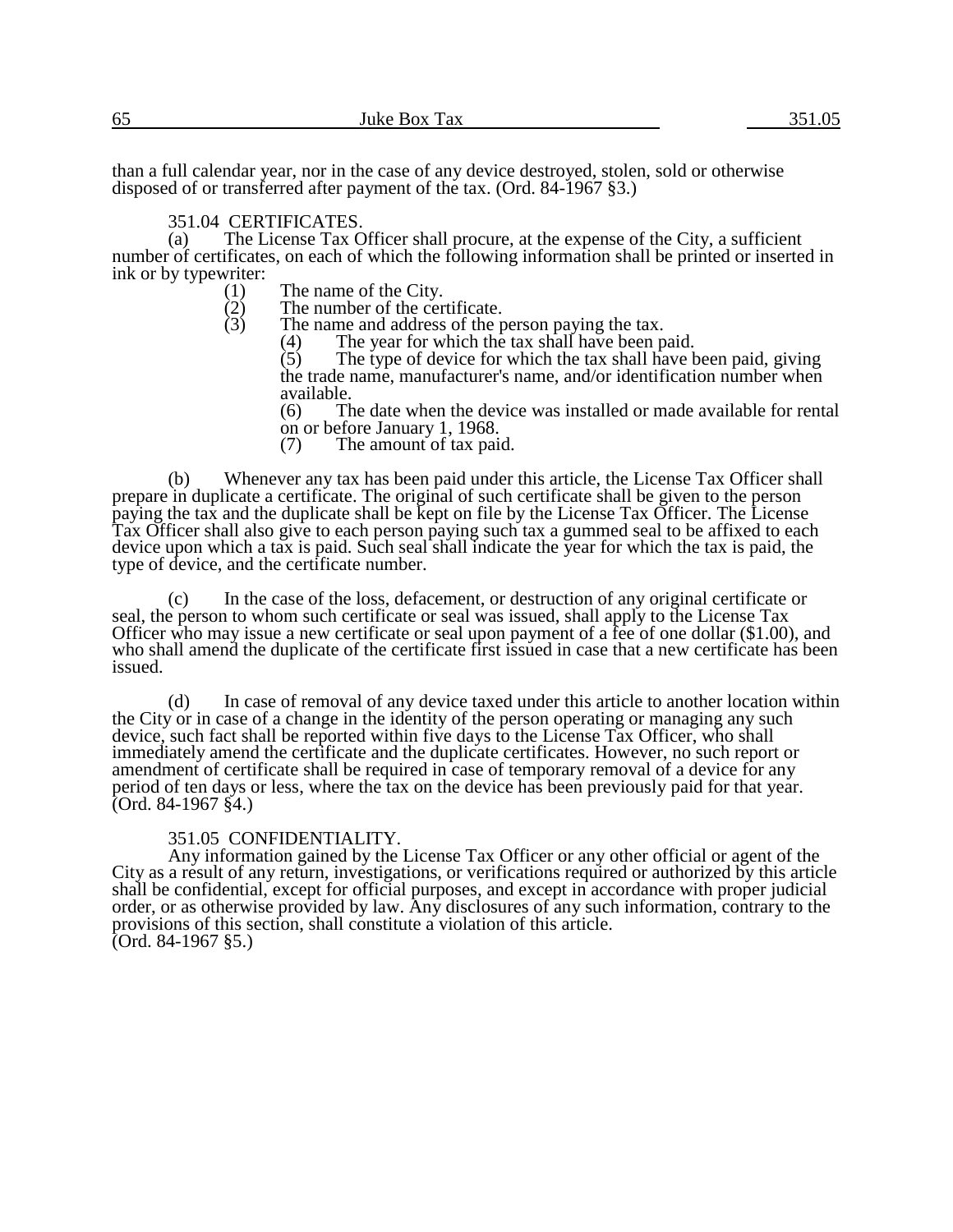than a full calendar year, nor in the case of any device destroyed, stolen, sold or otherwise disposed of or transferred after payment of the tax. (Ord. 84-1967 §3.)

### 351.04 CERTIFICATES.

(a) The License Tax Officer shall procure, at the expense of the City, a sufficient number of certificates, on each of which the following information shall be printed or inserted in ink or by typewriter:

(1) The name of the City.

(2) The number of the certificate.

(3) The name and address of the person paying the tax.

(4) The year for which the tax shall have been paid.

(5) The type of device for which the tax shall have been paid, giving the trade name, manufacturer's name, and/or identification number when available.

(6) The date when the device was installed or made available for rental on or before January 1, 1968.

(7) The amount of tax paid.

(b) Whenever any tax has been paid under this article, the License Tax Officer shall prepare in duplicate a certificate. The original of such certificate shall be given to the person paying the tax and the duplicate shall be kept on file by the License Tax Officer. The License Tax Officer shall also give to each person paying such tax a gummed seal to be affixed to each device upon which a tax is paid. Such seal shall indicate the year for which the tax is paid, the type of device, and the certificate number.

(c) In the case of the loss, defacement, or destruction of any original certificate or seal, the person to whom such certificate or seal was issued, shall apply to the License Tax Officer who may issue a new certificate or seal upon payment of a fee of one dollar ($1.00), and who shall amend the duplicate of the certificate first issued in case that a new certificate has been issued.

(d) In case of removal of any device taxed under this article to another location within the City or in case of a change in the identity of the person operating or managing any such device, such fact shall be reported within five days to the License Tax Officer, who shall immediately amend the certificate and the duplicate certificates. However, no such report or amendment of certificate shall be required in case of temporary removal of a device for any period of ten days or less, where the tax on the device has been previously paid for that year. (Ord. 84-1967 §4.)

### 351.05 CONFIDENTIALITY.

Any information gained by the License Tax Officer or any other official or agent of the City as a result of any return, investigations, or verifications required or authorized by this article shall be confidential, except for official purposes, and except in accordance with proper judicial order, or as otherwise provided by law. Any disclosures of any such information, contrary to the provisions of this section, shall constitute a violation of this article. (Ord. 84-1967 §5.)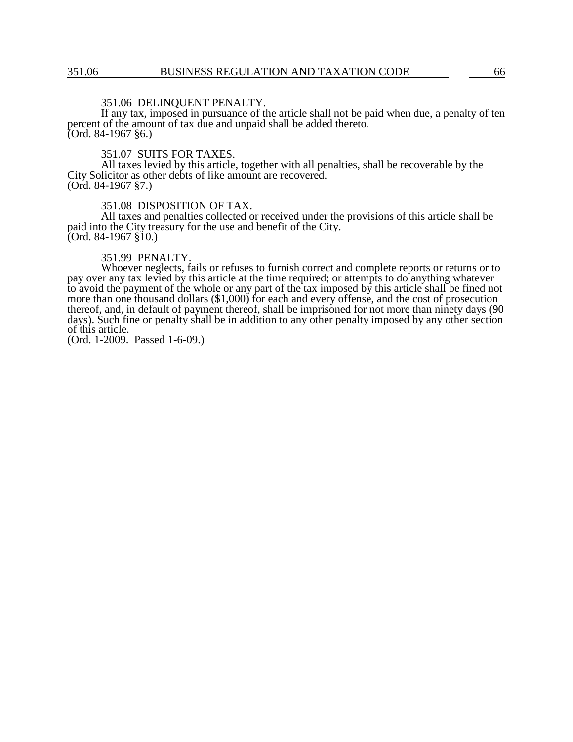### 351.06 DELINQUENT PENALTY.

If any tax, imposed in pursuance of the article shall not be paid when due, a penalty of ten percent of the amount of tax due and unpaid shall be added thereto.
(Ord. 84-1967 §6.)

### 351.07 SUITS FOR TAXES.

All taxes levied by this article, together with all penalties, shall be recoverable by the City Solicitor as other debts of like amount are recovered.
(Ord. 84-1967 §7.)

### 351.08 DISPOSITION OF TAX.

All taxes and penalties collected or received under the provisions of this article shall be paid into the City treasury for the use and benefit of the City.
(Ord. 84-1967 §10.)

### 351.99 PENALTY.

Whoever neglects, fails or refuses to furnish correct and complete reports or returns or to pay over any tax levied by this article at the time required; or attempts to do anything whatever to avoid the payment of the whole or any part of the tax imposed by this article shall be fined not more than one thousand dollars ($1,000) for each and every offense, and the cost of prosecution thereof, and, in default of payment thereof, shall be imprisoned for not more than ninety days (90 days). Such fine or penalty shall be in addition to any other penalty imposed by any other section of this article.
(Ord. 1-2009. Passed 1-6-09.)